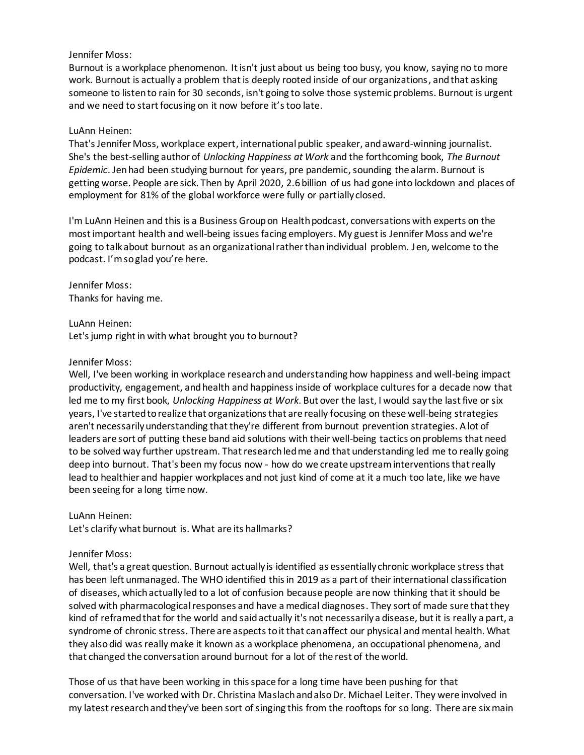Jennifer Moss:
Burnout is a workplace phenomenon. It isn't just about us being too busy, you know, saying no to more work. Burnout is actually a problem that is deeply rooted inside of our organizations, and that asking someone to listen to rain for 30 seconds, isn't going to solve those systemic problems. Burnout is urgent and we need to start focusing on it now before it's too late.

LuAnn Heinen:
That's Jennifer Moss, workplace expert, international public speaker, and award-winning journalist. She's the best-selling author of *Unlocking Happiness at Work* and the forthcoming book, *The Burnout Epidemic*. Jen had been studying burnout for years, pre pandemic, sounding the alarm. Burnout is getting worse. People are sick. Then by April 2020, 2.6 billion of us had gone into lockdown and places of employment for 81% of the global workforce were fully or partially closed.

I'm LuAnn Heinen and this is a Business Group on Health podcast, conversations with experts on the most important health and well-being issues facing employers. My guest is Jennifer Moss and we're going to talk about burnout as an organizational rather than individual problem. Jen, welcome to the podcast. I'm so glad you're here.

Jennifer Moss:
Thanks for having me.

LuAnn Heinen:
Let's jump right in with what brought you to burnout?

Jennifer Moss:
Well, I've been working in workplace research and understanding how happiness and well-being impact productivity, engagement, and health and happiness inside of workplace cultures for a decade now that led me to my first book, *Unlocking Happiness at Work*. But over the last, I would say the last five or six years, I've started to realize that organizations that are really focusing on these well-being strategies aren't necessarily understanding that they're different from burnout prevention strategies. A lot of leaders are sort of putting these band aid solutions with their well-being tactics on problems that need to be solved way further upstream. That research led me and that understanding led me to really going deep into burnout. That's been my focus now - how do we create upstream interventions that really lead to healthier and happier workplaces and not just kind of come at it a much too late, like we have been seeing for a long time now.

LuAnn Heinen:
Let's clarify what burnout is. What are its hallmarks?

Jennifer Moss:
Well, that's a great question. Burnout actually is identified as essentially chronic workplace stress that has been left unmanaged. The WHO identified this in 2019 as a part of their international classification of diseases, which actually led to a lot of confusion because people are now thinking that it should be solved with pharmacological responses and have a medical diagnoses. They sort of made sure that they kind of reframed that for the world and said actually it's not necessarily a disease, but it is really a part, a syndrome of chronic stress. There are aspects to it that can affect our physical and mental health. What they also did was really make it known as a workplace phenomena, an occupational phenomena, and that changed the conversation around burnout for a lot of the rest of the world.

Those of us that have been working in this space for a long time have been pushing for that conversation. I've worked with Dr. Christina Maslach and also Dr. Michael Leiter. They were involved in my latest research and they've been sort of singing this from the rooftops for so long. There are six main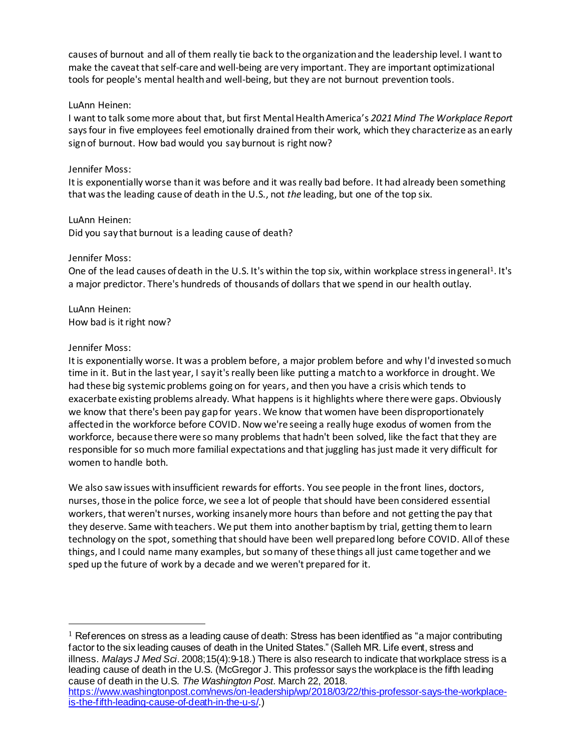causes of burnout and all of them really tie back to the organization and the leadership level. I want to make the caveat that self-care and well-being are very important. They are important optimizational tools for people's mental health and well-being, but they are not burnout prevention tools.

LuAnn Heinen:
I want to talk some more about that, but first Mental Health America's *2021 Mind The Workplace Report* says four in five employees feel emotionally drained from their work, which they characterize as an early sign of burnout. How bad would you say burnout is right now?

Jennifer Moss:
It is exponentially worse than it was before and it was really bad before. It had already been something that was the leading cause of death in the U.S., not *the* leading, but one of the top six.

LuAnn Heinen:
Did you say that burnout is a leading cause of death?

Jennifer Moss:
One of the lead causes of death in the U.S. It's within the top six, within workplace stress in general[1]. It's a major predictor. There's hundreds of thousands of dollars that we spend in our health outlay.

LuAnn Heinen:
How bad is it right now?

Jennifer Moss:
It is exponentially worse. It was a problem before, a major problem before and why I'd invested so much time in it. But in the last year, I say it's really been like putting a match to a workforce in drought. We had these big systemic problems going on for years, and then you have a crisis which tends to exacerbate existing problems already. What happens is it highlights where there were gaps. Obviously we know that there's been pay gap for years. We know that women have been disproportionately affected in the workforce before COVID. Now we're seeing a really huge exodus of women from the workforce, because there were so many problems that hadn't been solved, like the fact that they are responsible for so much more familial expectations and that juggling has just made it very difficult for women to handle both.

We also saw issues with insufficient rewards for efforts. You see people in the front lines, doctors, nurses, those in the police force, we see a lot of people that should have been considered essential workers, that weren't nurses, working insanely more hours than before and not getting the pay that they deserve. Same with teachers. We put them into another baptism by trial, getting them to learn technology on the spot, something that should have been well prepared long before COVID. All of these things, and I could name many examples, but so many of these things all just came together and we sped up the future of work by a decade and we weren't prepared for it.

---

[1] References on stress as a leading cause of death: Stress has been identified as "a major contributing factor to the six leading causes of death in the United States." (Salleh MR. Life event, stress and illness. *Malays J Med Sci*. 2008;15(4):9-18.) There is also research to indicate that workplace stress is a leading cause of death in the U.S. (McGregor J. This professor says the workplace is the fifth leading cause of death in the U.S. *The Washington Post.* March 22, 2018. https://www.washingtonpost.com/news/on-leadership/wp/2018/03/22/this-professor-says-the-workplace-is-the-fifth-leading-cause-of-death-in-the-u-s/.)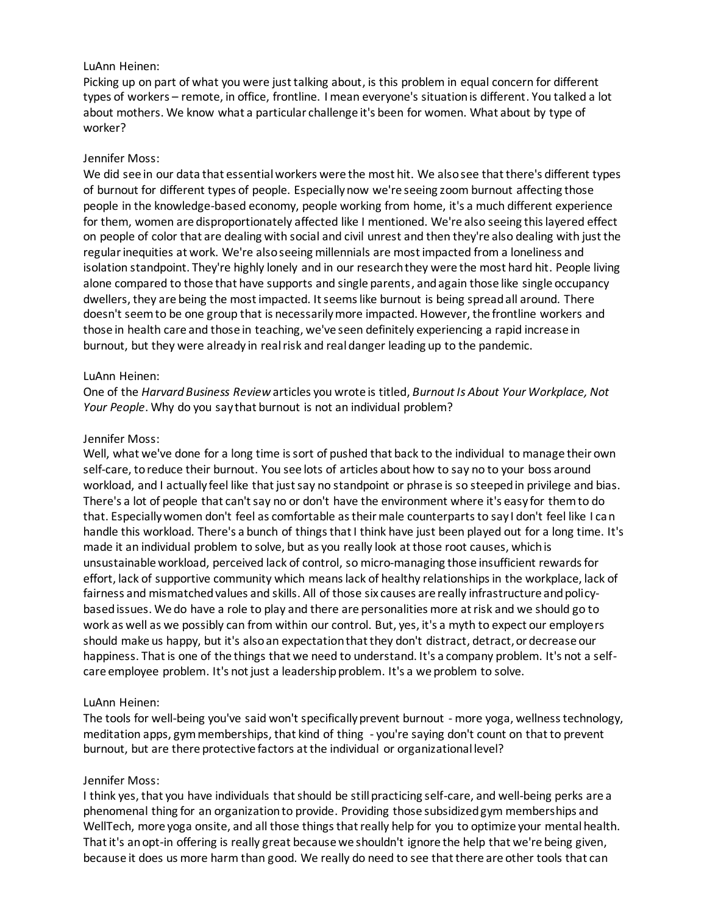LuAnn Heinen:
Picking up on part of what you were just talking about, is this problem in equal concern for different types of workers – remote, in office, frontline. I mean everyone's situation is different. You talked a lot about mothers. We know what a particular challenge it's been for women. What about by type of worker?

Jennifer Moss:
We did see in our data that essential workers were the most hit. We also see that there's different types of burnout for different types of people. Especially now we're seeing zoom burnout affecting those people in the knowledge-based economy, people working from home, it's a much different experience for them, women are disproportionately affected like I mentioned. We're also seeing this layered effect on people of color that are dealing with social and civil unrest and then they're also dealing with just the regular inequities at work. We're also seeing millennials are most impacted from a loneliness and isolation standpoint. They're highly lonely and in our research they were the most hard hit. People living alone compared to those that have supports and single parents, and again those like single occupancy dwellers, they are being the most impacted. It seems like burnout is being spread all around. There doesn't seem to be one group that is necessarily more impacted. However, the frontline workers and those in health care and those in teaching, we've seen definitely experiencing a rapid increase in burnout, but they were already in real risk and real danger leading up to the pandemic.

LuAnn Heinen:
One of the *Harvard Business Review* articles you wrote is titled, *Burnout Is About Your Workplace, Not Your People*. Why do you say that burnout is not an individual problem?

Jennifer Moss:
Well, what we've done for a long time is sort of pushed that back to the individual to manage their own self-care, to reduce their burnout. You see lots of articles about how to say no to your boss around workload, and I actually feel like that just say no standpoint or phrase is so steeped in privilege and bias. There's a lot of people that can't say no or don't have the environment where it's easy for them to do that. Especially women don't feel as comfortable as their male counterparts to say I don't feel like I can handle this workload. There's a bunch of things that I think have just been played out for a long time. It's made it an individual problem to solve, but as you really look at those root causes, which is unsustainable workload, perceived lack of control, so micro-managing those insufficient rewards for effort, lack of supportive community which means lack of healthy relationships in the workplace, lack of fairness and mismatched values and skills. All of those six causes are really infrastructure and policy-based issues. We do have a role to play and there are personalities more at risk and we should go to work as well as we possibly can from within our control. But, yes, it's a myth to expect our employers should make us happy, but it's also an expectation that they don't distract, detract, or decrease our happiness. That is one of the things that we need to understand. It's a company problem. It's not a self-care employee problem. It's not just a leadership problem. It's a we problem to solve.

LuAnn Heinen:
The tools for well-being you've said won't specifically prevent burnout - more yoga, wellness technology, meditation apps, gym memberships, that kind of thing - you're saying don't count on that to prevent burnout, but are there protective factors at the individual or organizational level?

Jennifer Moss:
I think yes, that you have individuals that should be still practicing self-care, and well-being perks are a phenomenal thing for an organization to provide. Providing those subsidized gym memberships and WellTech, more yoga onsite, and all those things that really help for you to optimize your mental health. That it's an opt-in offering is really great because we shouldn't ignore the help that we're being given, because it does us more harm than good. We really do need to see that there are other tools that can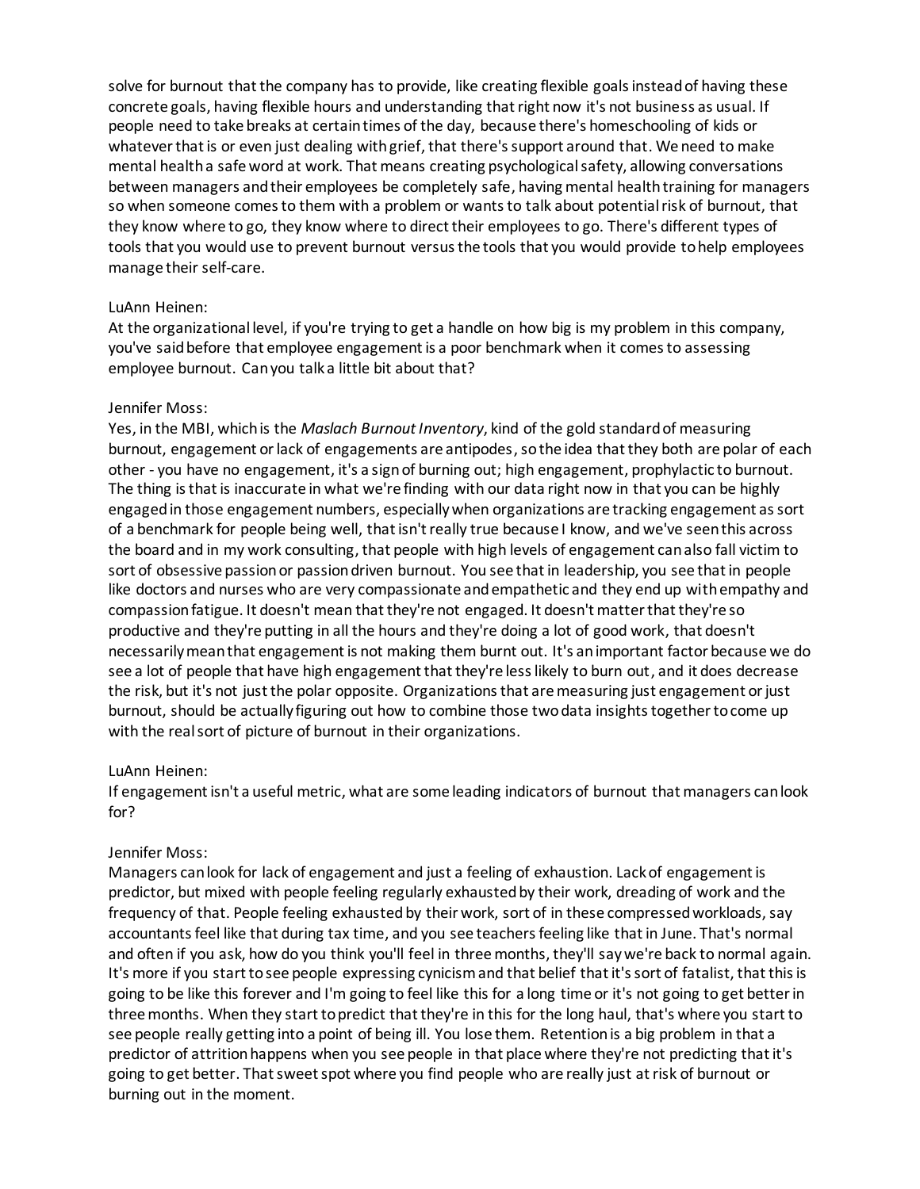solve for burnout that the company has to provide, like creating flexible goals instead of having these concrete goals, having flexible hours and understanding that right now it's not business as usual. If people need to take breaks at certain times of the day, because there's homeschooling of kids or whatever that is or even just dealing with grief, that there's support around that. We need to make mental health a safe word at work. That means creating psychological safety, allowing conversations between managers and their employees be completely safe, having mental health training for managers so when someone comes to them with a problem or wants to talk about potential risk of burnout, that they know where to go, they know where to direct their employees to go. There's different types of tools that you would use to prevent burnout versus the tools that you would provide to help employees manage their self-care.

LuAnn Heinen:
At the organizational level, if you're trying to get a handle on how big is my problem in this company, you've said before that employee engagement is a poor benchmark when it comes to assessing employee burnout. Can you talk a little bit about that?

Jennifer Moss:
Yes, in the MBI, which is the *Maslach Burnout Inventory*, kind of the gold standard of measuring burnout, engagement or lack of engagements are antipodes, so the idea that they both are polar of each other - you have no engagement, it's a sign of burning out; high engagement, prophylactic to burnout. The thing is that is inaccurate in what we're finding with our data right now in that you can be highly engaged in those engagement numbers, especially when organizations are tracking engagement as sort of a benchmark for people being well, that isn't really true because I know, and we've seen this across the board and in my work consulting, that people with high levels of engagement can also fall victim to sort of obsessive passion or passion driven burnout. You see that in leadership, you see that in people like doctors and nurses who are very compassionate and empathetic and they end up with empathy and compassion fatigue. It doesn't mean that they're not engaged. It doesn't matter that they're so productive and they're putting in all the hours and they're doing a lot of good work, that doesn't necessarily mean that engagement is not making them burnt out. It's an important factor because we do see a lot of people that have high engagement that they're less likely to burn out, and it does decrease the risk, but it's not just the polar opposite. Organizations that are measuring just engagement or just burnout, should be actually figuring out how to combine those two data insights together to come up with the real sort of picture of burnout in their organizations.

LuAnn Heinen:
If engagement isn't a useful metric, what are some leading indicators of burnout that managers can look for?

Jennifer Moss:
Managers can look for lack of engagement and just a feeling of exhaustion. Lack of engagement is predictor, but mixed with people feeling regularly exhausted by their work, dreading of work and the frequency of that. People feeling exhausted by their work, sort of in these compressed workloads, say accountants feel like that during tax time, and you see teachers feeling like that in June. That's normal and often if you ask, how do you think you'll feel in three months, they'll say we're back to normal again. It's more if you start to see people expressing cynicism and that belief that it's sort of fatalist, that this is going to be like this forever and I'm going to feel like this for a long time or it's not going to get better in three months. When they start to predict that they're in this for the long haul, that's where you start to see people really getting into a point of being ill. You lose them. Retention is a big problem in that a predictor of attrition happens when you see people in that place where they're not predicting that it's going to get better. That sweet spot where you find people who are really just at risk of burnout or burning out in the moment.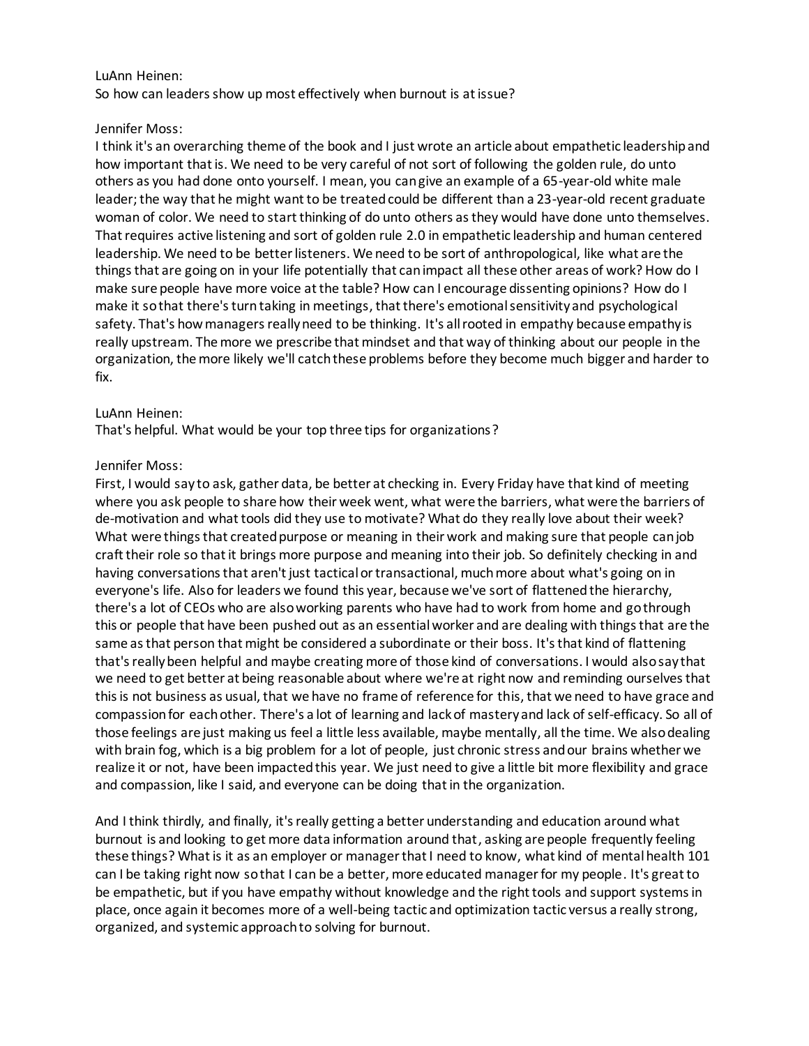LuAnn Heinen:
So how can leaders show up most effectively when burnout is at issue?

Jennifer Moss:
I think it's an overarching theme of the book and I just wrote an article about empathetic leadership and how important that is. We need to be very careful of not sort of following the golden rule, do unto others as you had done onto yourself. I mean, you can give an example of a 65-year-old white male leader; the way that he might want to be treated could be different than a 23-year-old recent graduate woman of color. We need to start thinking of do unto others as they would have done unto themselves. That requires active listening and sort of golden rule 2.0 in empathetic leadership and human centered leadership. We need to be better listeners. We need to be sort of anthropological, like what are the things that are going on in your life potentially that can impact all these other areas of work? How do I make sure people have more voice at the table? How can I encourage dissenting opinions? How do I make it so that there's turn taking in meetings, that there's emotional sensitivity and psychological safety. That's how managers really need to be thinking. It's all rooted in empathy because empathy is really upstream. The more we prescribe that mindset and that way of thinking about our people in the organization, the more likely we'll catch these problems before they become much bigger and harder to fix.

LuAnn Heinen:
That's helpful. What would be your top three tips for organizations?

Jennifer Moss:
First, I would say to ask, gather data, be better at checking in. Every Friday have that kind of meeting where you ask people to share how their week went, what were the barriers, what were the barriers of de-motivation and what tools did they use to motivate? What do they really love about their week? What were things that created purpose or meaning in their work and making sure that people can job craft their role so that it brings more purpose and meaning into their job. So definitely checking in and having conversations that aren't just tactical or transactional, much more about what's going on in everyone's life. Also for leaders we found this year, because we've sort of flattened the hierarchy, there's a lot of CEOs who are also working parents who have had to work from home and go through this or people that have been pushed out as an essential worker and are dealing with things that are the same as that person that might be considered a subordinate or their boss. It's that kind of flattening that's really been helpful and maybe creating more of those kind of conversations. I would also say that we need to get better at being reasonable about where we're at right now and reminding ourselves that this is not business as usual, that we have no frame of reference for this, that we need to have grace and compassion for each other. There's a lot of learning and lack of mastery and lack of self-efficacy. So all of those feelings are just making us feel a little less available, maybe mentally, all the time. We also dealing with brain fog, which is a big problem for a lot of people, just chronic stress and our brains whether we realize it or not, have been impacted this year. We just need to give a little bit more flexibility and grace and compassion, like I said, and everyone can be doing that in the organization.

And I think thirdly, and finally, it's really getting a better understanding and education around what burnout is and looking to get more data information around that, asking are people frequently feeling these things? What is it as an employer or manager that I need to know, what kind of mental health 101 can I be taking right now so that I can be a better, more educated manager for my people. It's great to be empathetic, but if you have empathy without knowledge and the right tools and support systems in place, once again it becomes more of a well-being tactic and optimization tactic versus a really strong, organized, and systemic approach to solving for burnout.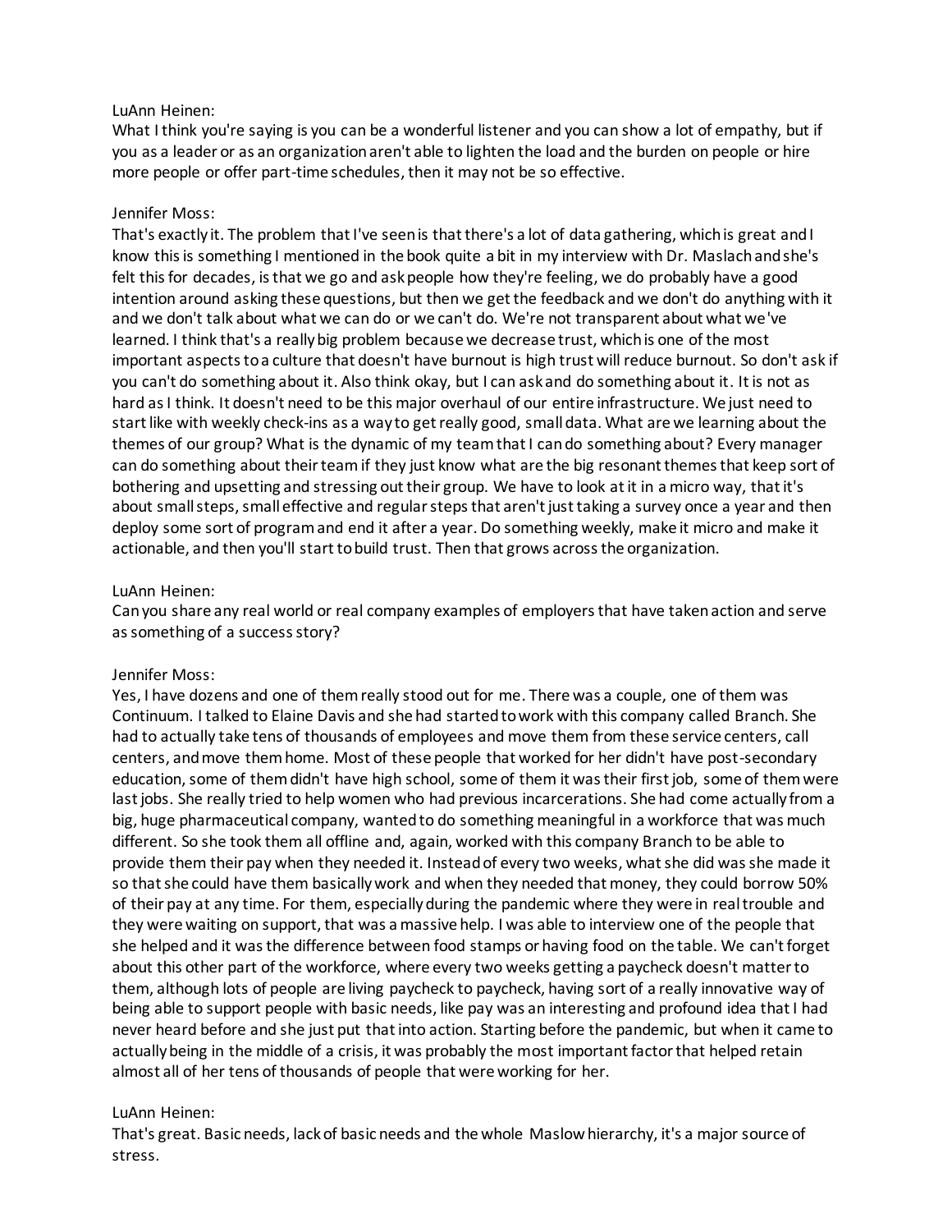LuAnn Heinen:
What I think you're saying is you can be a wonderful listener and you can show a lot of empathy, but if you as a leader or as an organization aren't able to lighten the load and the burden on people or hire more people or offer part-time schedules, then it may not be so effective.

Jennifer Moss:
That's exactly it. The problem that I've seen is that there's a lot of data gathering, which is great and I know this is something I mentioned in the book quite a bit in my interview with Dr. Maslach and she's felt this for decades, is that we go and ask people how they're feeling, we do probably have a good intention around asking these questions, but then we get the feedback and we don't do anything with it and we don't talk about what we can do or we can't do. We're not transparent about what we've learned. I think that's a really big problem because we decrease trust, which is one of the most important aspects to a culture that doesn't have burnout is high trust will reduce burnout. So don't ask if you can't do something about it. Also think okay, but I can ask and do something about it. It is not as hard as I think. It doesn't need to be this major overhaul of our entire infrastructure. We just need to start like with weekly check-ins as a way to get really good, small data. What are we learning about the themes of our group? What is the dynamic of my team that I can do something about? Every manager can do something about their team if they just know what are the big resonant themes that keep sort of bothering and upsetting and stressing out their group. We have to look at it in a micro way, that it's about small steps, small effective and regular steps that aren't just taking a survey once a year and then deploy some sort of program and end it after a year. Do something weekly, make it micro and make it actionable, and then you'll start to build trust. Then that grows across the organization.

LuAnn Heinen:
Can you share any real world or real company examples of employers that have taken action and serve as something of a success story?

Jennifer Moss:
Yes, I have dozens and one of them really stood out for me. There was a couple, one of them was Continuum. I talked to Elaine Davis and she had started to work with this company called Branch. She had to actually take tens of thousands of employees and move them from these service centers, call centers, and move them home. Most of these people that worked for her didn't have post-secondary education, some of them didn't have high school, some of them it was their first job, some of them were last jobs. She really tried to help women who had previous incarcerations. She had come actually from a big, huge pharmaceutical company, wanted to do something meaningful in a workforce that was much different. So she took them all offline and, again, worked with this company Branch to be able to provide them their pay when they needed it. Instead of every two weeks, what she did was she made it so that she could have them basically work and when they needed that money, they could borrow 50% of their pay at any time. For them, especially during the pandemic where they were in real trouble and they were waiting on support, that was a massive help. I was able to interview one of the people that she helped and it was the difference between food stamps or having food on the table. We can't forget about this other part of the workforce, where every two weeks getting a paycheck doesn't matter to them, although lots of people are living paycheck to paycheck, having sort of a really innovative way of being able to support people with basic needs, like pay was an interesting and profound idea that I had never heard before and she just put that into action. Starting before the pandemic, but when it came to actually being in the middle of a crisis, it was probably the most important factor that helped retain almost all of her tens of thousands of people that were working for her.

LuAnn Heinen:
That's great. Basic needs, lack of basic needs and the whole Maslow hierarchy, it's a major source of stress.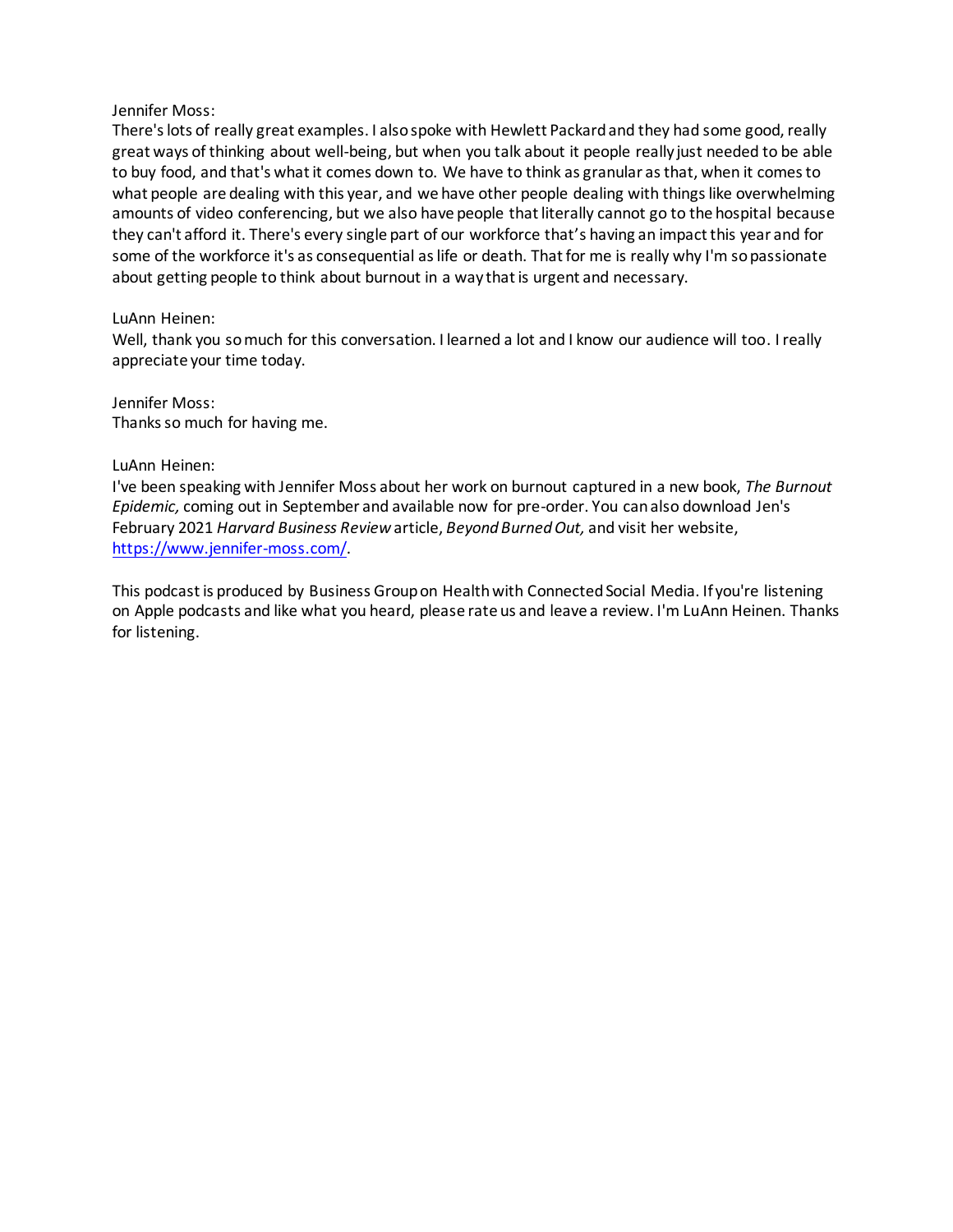Jennifer Moss:
There's lots of really great examples. I also spoke with Hewlett Packard and they had some good, really great ways of thinking about well-being, but when you talk about it people really just needed to be able to buy food, and that's what it comes down to. We have to think as granular as that, when it comes to what people are dealing with this year, and we have other people dealing with things like overwhelming amounts of video conferencing, but we also have people that literally cannot go to the hospital because they can't afford it. There's every single part of our workforce that's having an impact this year and for some of the workforce it's as consequential as life or death. That for me is really why I'm so passionate about getting people to think about burnout in a way that is urgent and necessary.

LuAnn Heinen:
Well, thank you so much for this conversation. I learned a lot and I know our audience will too. I really appreciate your time today.

Jennifer Moss:
Thanks so much for having me.

LuAnn Heinen:
I've been speaking with Jennifer Moss about her work on burnout captured in a new book, *The Burnout Epidemic,* coming out in September and available now for pre-order. You can also download Jen's February 2021 *Harvard Business Review* article, *Beyond Burned Out,* and visit her website, https://www.jennifer-moss.com/.

This podcast is produced by Business Group on Health with Connected Social Media. If you're listening on Apple podcasts and like what you heard, please rate us and leave a review. I'm LuAnn Heinen. Thanks for listening.